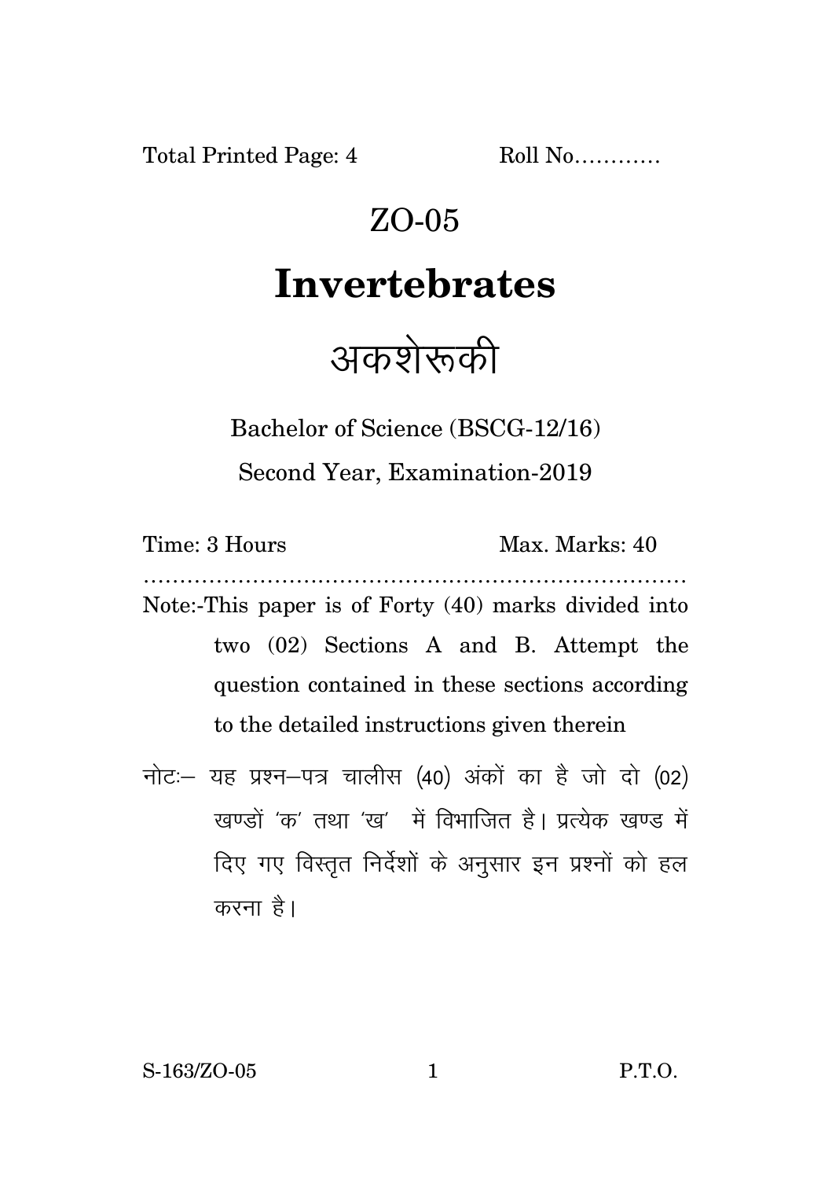Total Printed Page: 4 Roll No…………

# ZO-05

# Invertebrates

# अकशेरूकी

Bachelor of Science (BSCG-12/16)

Second Year, Examination-2019

Time: 3 Hours Max. Marks: 40

…………………………………………………………………

Note:-This paper is of Forty (40) marks divided into two (02) Sections A and B. Attempt the question contained in these sections according to the detailed instructions given therein

नोटः– यह प्रश्न–पत्र चालीस (40) अंकों का है जो दो (02) खण्डों 'क' तथा 'ख' में विभाजित है। प्रत्येक खण्ड में दिए गए विस्तृत निर्देशों के अनुसार इन प्रश्नों को हल करना है।

S-163/ZO-05 P.T.O.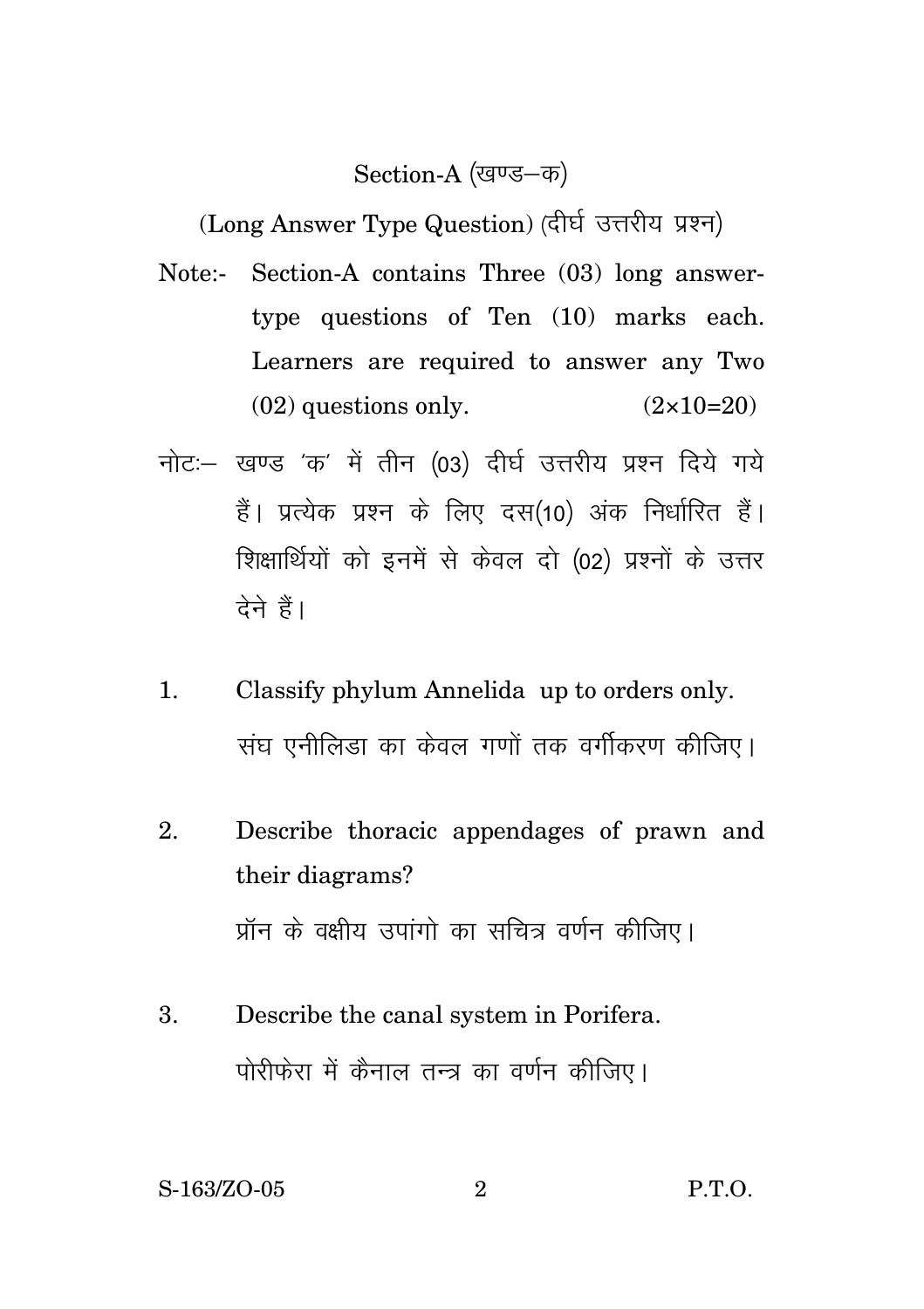## Section-A (खण्ड–क)

(Long Answer Type Question) (दीर्घ उत्तरीय प्रश्न)

Note:- Section-A contains Three (03) long answer-type questions of Ten (10) marks each. Learners are required to answer any Two (02) questions only. (2×10=20)

नोटः– खण्ड 'क' में तीन (03) दीर्घ उत्तरीय प्रश्न दिये गये हैं। प्रत्येक प्रश्न के लिए दस(10) अंक निर्धारित हैं। शिक्षार्थियों को इनमें से केवल दो (02) प्रश्नों के उत्तर देने हैं।

1. Classify phylum Annelida up to orders only.

   संघ एनीलिडा का केवल गणों तक वर्गीकरण कीजिए।

2. Describe thoracic appendages of prawn and their diagrams?

   प्रॉन के वक्षीय उपांगो का सचित्र वर्णन कीजिए।

3. Describe the canal system in Porifera.

   पोरीफेरा में कैनाल तन्त्र का वर्णन कीजिए।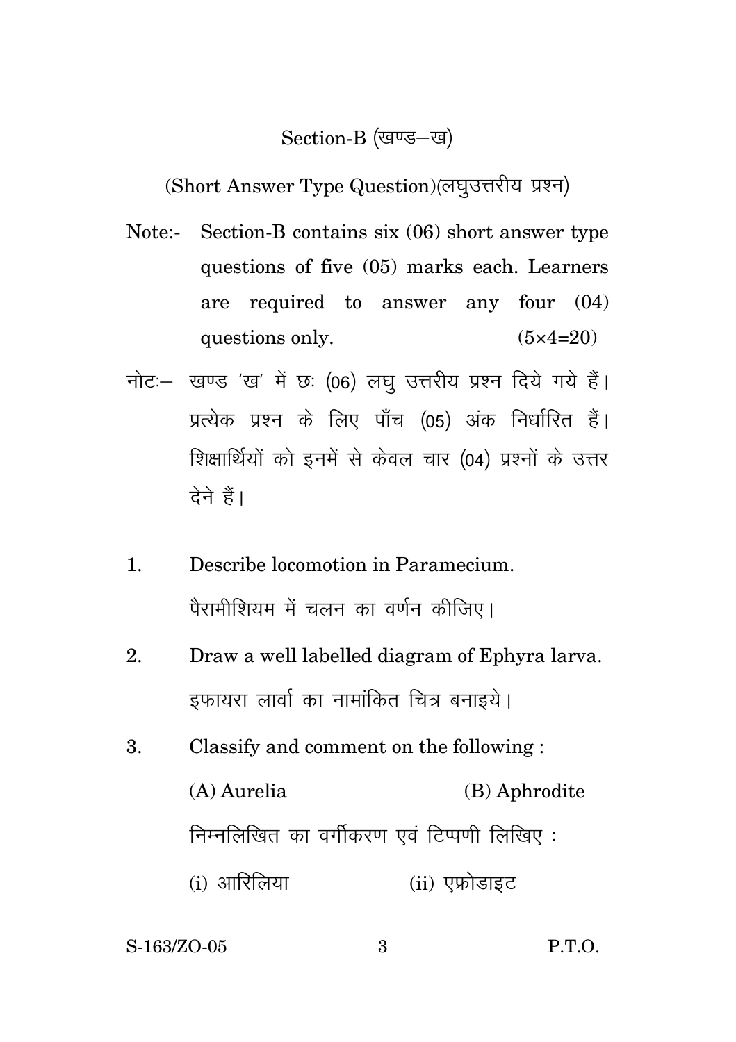## Section-B (खण्ड–ख)

(Short Answer Type Question)(लघुउत्तरीय प्रश्न)

Note:- Section-B contains six (06) short answer type questions of five (05) marks each. Learners are required to answer any four (04) questions only. (5×4=20)

नोटः– खण्ड 'ख' में छः (06) लघु उत्तरीय प्रश्न दिये गये हैं। प्रत्येक प्रश्न के लिए पाँच (05) अंक निर्धारित हैं। शिक्षार्थियों को इनमें से केवल चार (04) प्रश्नों के उत्तर देने हैं।

1. Describe locomotion in Paramecium.

   पैरामीशियम में चलन का वर्णन कीजिए।

2. Draw a well labelled diagram of Ephyra larva.

   इफायरा लार्वा का नामांकित चित्र बनाइये।

3. Classify and comment on the following :

   (A) Aurelia (B) Aphrodite

   निम्नलिखित का वर्गीकरण एवं टिप्पणी लिखिए :

   (i) आरिलिया (ii) एफ्रोडाइट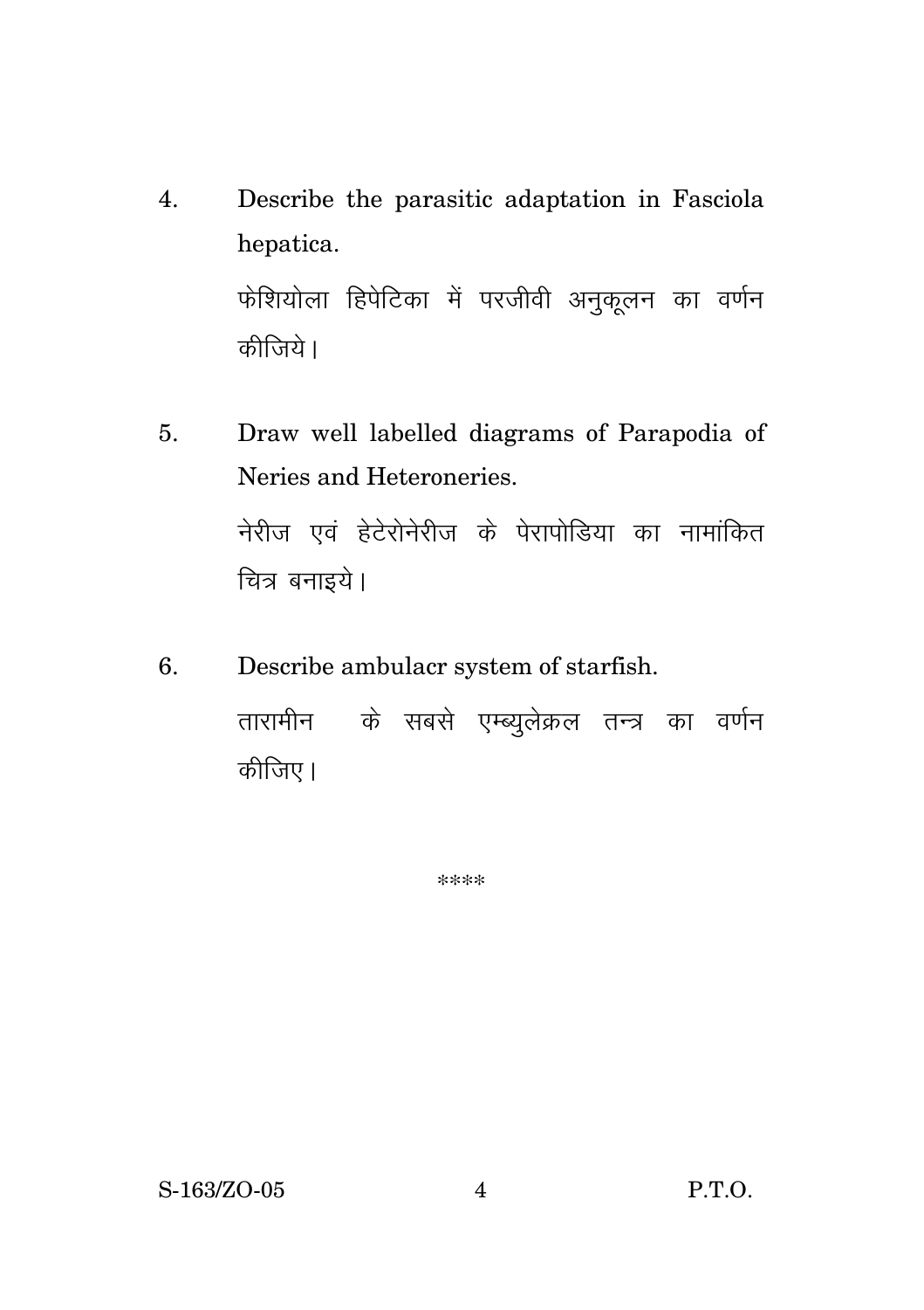4. Describe the parasitic adaptation in Fasciola hepatica.

   फेशियोला हिपेटिका में परजीवी अनुकूलन का वर्णन कीजिये।

5. Draw well labelled diagrams of Parapodia of Neries and Heteroneries.

   नेरीज एवं हेटेरोनेरीज के पेरापोडिया का नामांकित चित्र बनाइये।

6. Describe ambulacr system of starfish.

   तारामीन के सबसे एम्ब्युलेक्रल तन्त्र का वर्णन कीजिए।

****